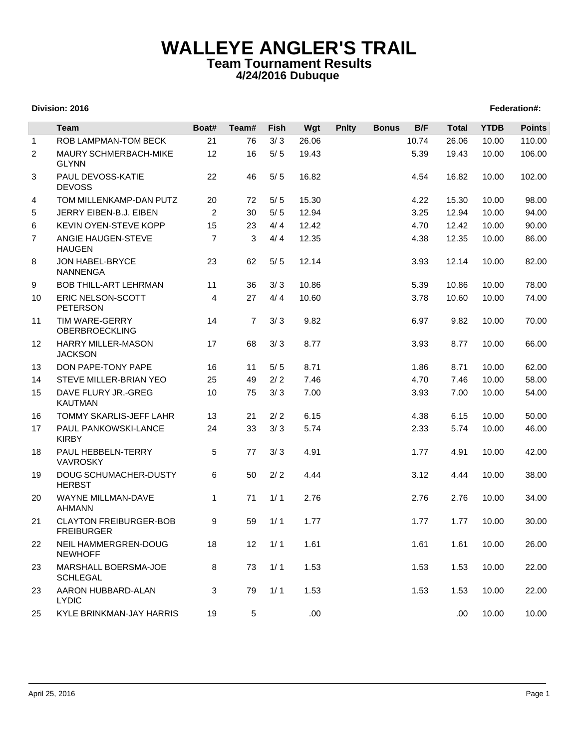# WALLEYE ANGLER'S TRAIL

## Team Tournament Results

### 4/24/2016 Dubuque

**Division: 2016** **Federation#:**

| | Team | Boat# | Team# | Fish | Wgt | Pnlty | Bonus | B/F | Total | YTDB | Points |
|---|---|---|---|---|---|---|---|---|---|---|---|
| 1 | ROB LAMPMAN-TOM BECK | 21 | 76 | 3/ 3 | 26.06 | | | 10.74 | 26.06 | 10.00 | 110.00 |
| 2 | MAURY SCHMERBACH-MIKE GLYNN | 12 | 16 | 5/ 5 | 19.43 | | | 5.39 | 19.43 | 10.00 | 106.00 |
| 3 | PAUL DEVOSS-KATIE DEVOSS | 22 | 46 | 5/ 5 | 16.82 | | | 4.54 | 16.82 | 10.00 | 102.00 |
| 4 | TOM MILLENKAMP-DAN PUTZ | 20 | 72 | 5/ 5 | 15.30 | | | 4.22 | 15.30 | 10.00 | 98.00 |
| 5 | JERRY EIBEN-B.J. EIBEN | 2 | 30 | 5/ 5 | 12.94 | | | 3.25 | 12.94 | 10.00 | 94.00 |
| 6 | KEVIN OYEN-STEVE KOPP | 15 | 23 | 4/ 4 | 12.42 | | | 4.70 | 12.42 | 10.00 | 90.00 |
| 7 | ANGIE HAUGEN-STEVE HAUGEN | 7 | 3 | 4/ 4 | 12.35 | | | 4.38 | 12.35 | 10.00 | 86.00 |
| 8 | JON HABEL-BRYCE NANNENGA | 23 | 62 | 5/ 5 | 12.14 | | | 3.93 | 12.14 | 10.00 | 82.00 |
| 9 | BOB THILL-ART LEHRMAN | 11 | 36 | 3/ 3 | 10.86 | | | 5.39 | 10.86 | 10.00 | 78.00 |
| 10 | ERIC NELSON-SCOTT PETERSON | 4 | 27 | 4/ 4 | 10.60 | | | 3.78 | 10.60 | 10.00 | 74.00 |
| 11 | TIM WARE-GERRY OBERBROECKLING | 14 | 7 | 3/ 3 | 9.82 | | | 6.97 | 9.82 | 10.00 | 70.00 |
| 12 | HARRY MILLER-MASON JACKSON | 17 | 68 | 3/ 3 | 8.77 | | | 3.93 | 8.77 | 10.00 | 66.00 |
| 13 | DON PAPE-TONY PAPE | 16 | 11 | 5/ 5 | 8.71 | | | 1.86 | 8.71 | 10.00 | 62.00 |
| 14 | STEVE MILLER-BRIAN YEO | 25 | 49 | 2/ 2 | 7.46 | | | 4.70 | 7.46 | 10.00 | 58.00 |
| 15 | DAVE FLURY JR.-GREG KAUTMAN | 10 | 75 | 3/ 3 | 7.00 | | | 3.93 | 7.00 | 10.00 | 54.00 |
| 16 | TOMMY SKARLIS-JEFF LAHR | 13 | 21 | 2/ 2 | 6.15 | | | 4.38 | 6.15 | 10.00 | 50.00 |
| 17 | PAUL PANKOWSKI-LANCE KIRBY | 24 | 33 | 3/ 3 | 5.74 | | | 2.33 | 5.74 | 10.00 | 46.00 |
| 18 | PAUL HEBBELN-TERRY VAVROSKY | 5 | 77 | 3/ 3 | 4.91 | | | 1.77 | 4.91 | 10.00 | 42.00 |
| 19 | DOUG SCHUMACHER-DUSTY HERBST | 6 | 50 | 2/ 2 | 4.44 | | | 3.12 | 4.44 | 10.00 | 38.00 |
| 20 | WAYNE MILLMAN-DAVE AHMANN | 1 | 71 | 1/ 1 | 2.76 | | | 2.76 | 2.76 | 10.00 | 34.00 |
| 21 | CLAYTON FREIBURGER-BOB FREIBURGER | 9 | 59 | 1/ 1 | 1.77 | | | 1.77 | 1.77 | 10.00 | 30.00 |
| 22 | NEIL HAMMERGREN-DOUG NEWHOFF | 18 | 12 | 1/ 1 | 1.61 | | | 1.61 | 1.61 | 10.00 | 26.00 |
| 23 | MARSHALL BOERSMA-JOE SCHLEGAL | 8 | 73 | 1/ 1 | 1.53 | | | 1.53 | 1.53 | 10.00 | 22.00 |
| 23 | AARON HUBBARD-ALAN LYDIC | 3 | 79 | 1/ 1 | 1.53 | | | 1.53 | 1.53 | 10.00 | 22.00 |
| 25 | KYLE BRINKMAN-JAY HARRIS | 19 | 5 | | .00 | | | | .00 | 10.00 | 10.00 |

April 25, 2016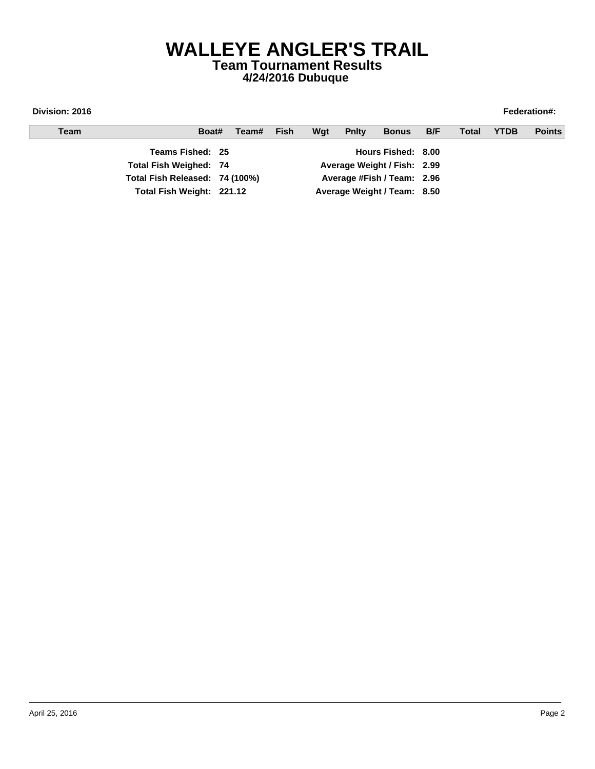# WALLEYE ANGLER'S TRAIL

## Team Tournament Results

## 4/24/2016 Dubuque

**Division: 2016** **Federation#:**

| Team | Boat# | Team# | Fish | Wgt | Pnlty | Bonus | B/F | Total | YTDB | Points |
|---|---|---|---|---|---|---|---|---|---|---|

**Teams Fished:** 25
**Total Fish Weighed:** 74
**Total Fish Released:** 74 (100%)
**Total Fish Weight:** 221.12

**Hours Fished:** 8.00
**Average Weight / Fish:** 2.99
**Average #Fish / Team:** 2.96
**Average Weight / Team:** 8.50

April 25, 2016